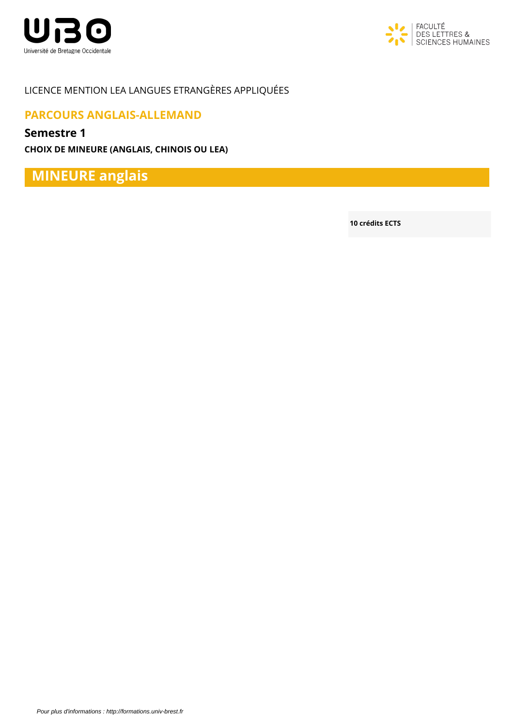LICENCE MENTION LEA LANGUES ETRANGÈRES APPLIQUÉES

## PARCOURS ANGLAIS-ALLEMAND

### Semestre 1

**CHOIX DE MINEURE (ANGLAIS, CHINOIS OU LEA)**

# MINEURE anglais

**10 crédits ECTS**

*Pour plus d'informations : http://formations.univ-brest.fr*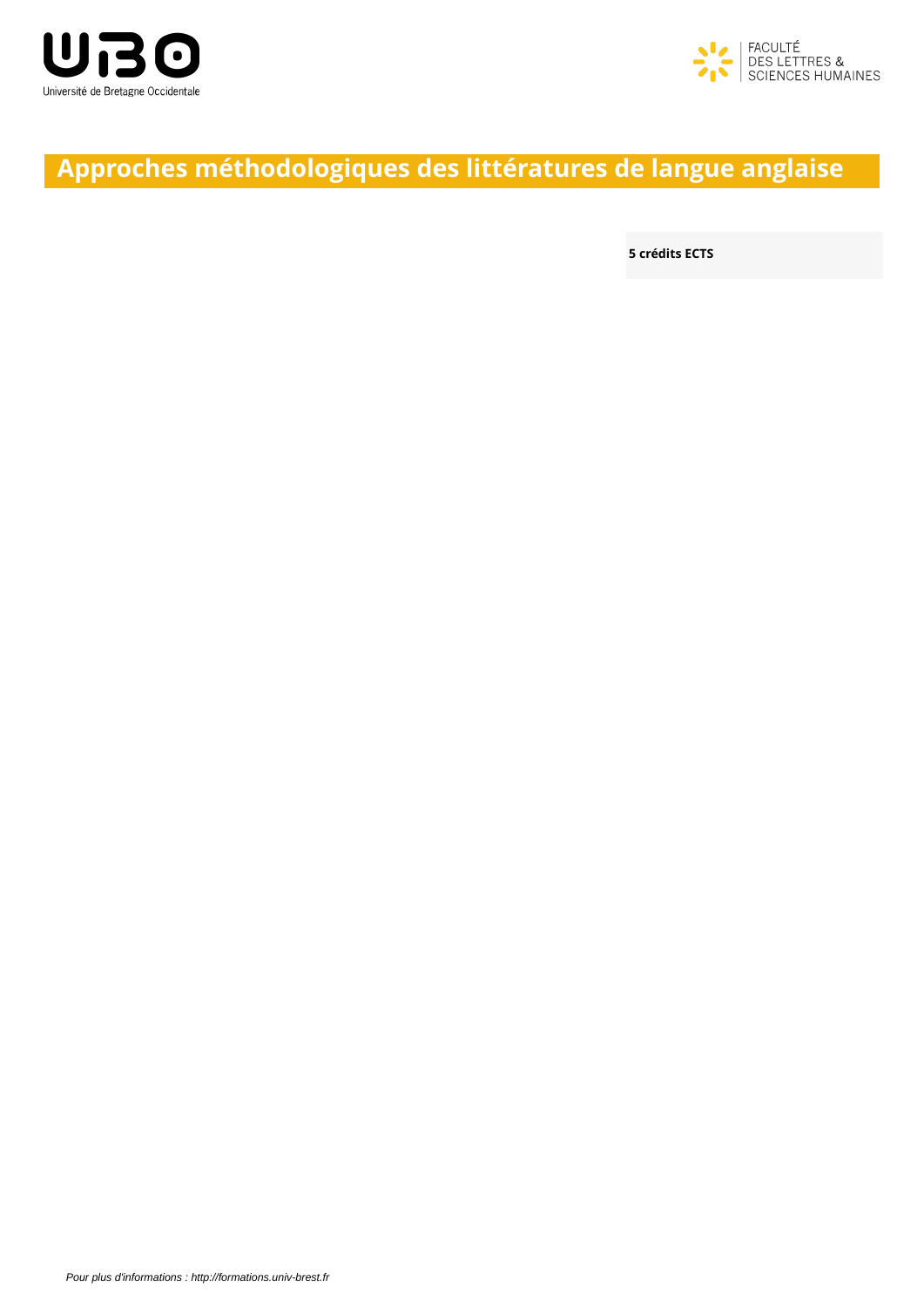# Approches méthodologiques des littératures de langue anglaise

**5 crédits ECTS**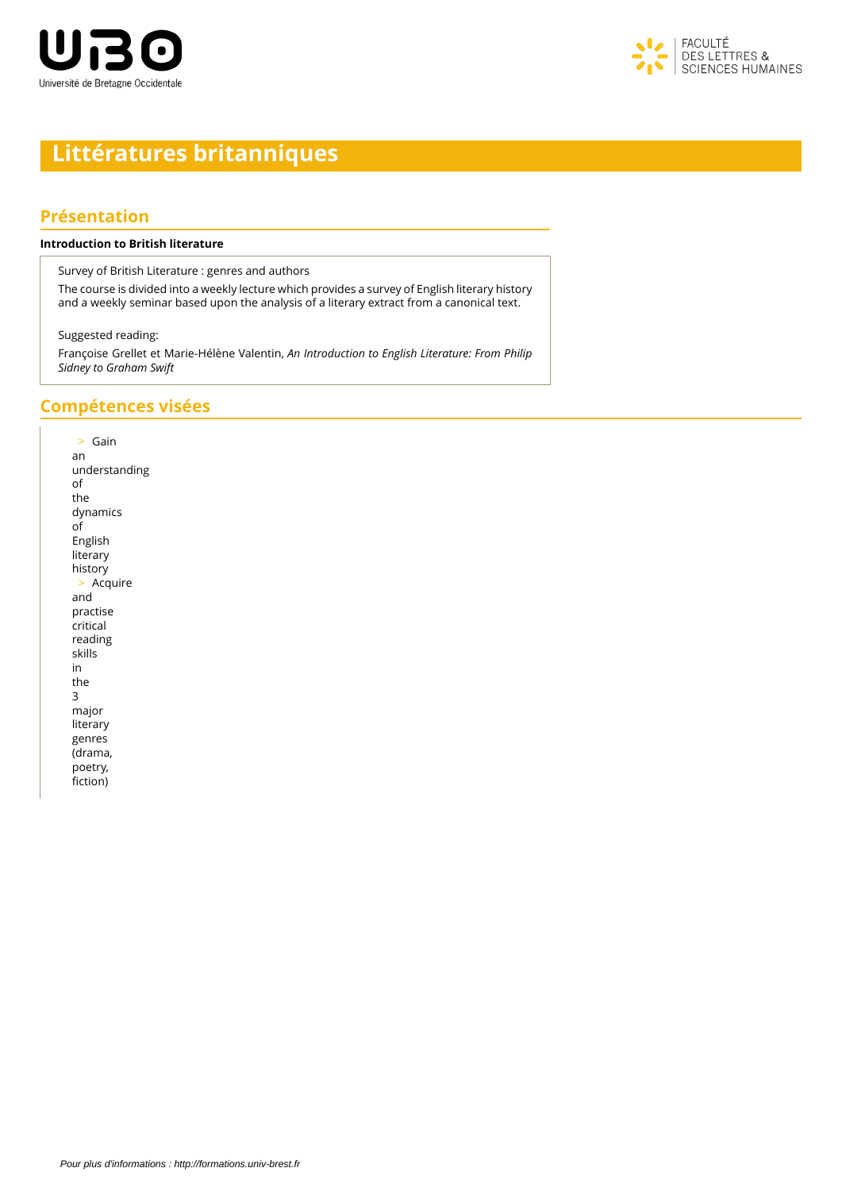# Littératures britanniques

## Présentation

**Introduction to British literature**

Survey of British Literature : genres and authors

The course is divided into a weekly lecture which provides a survey of English literary history and a weekly seminar based upon the analysis of a literary extract from a canonical text.

Suggested reading:

Françoise Grellet et Marie-Hélène Valentin, *An Introduction to English Literature: From Philip Sidney to Graham Swift*

## Compétences visées

- Gain an understanding of the dynamics of English literary history
- Acquire and practise critical reading skills in the 3 major literary genres (drama, poetry, fiction)

*Pour plus d'informations : http://formations.univ-brest.fr*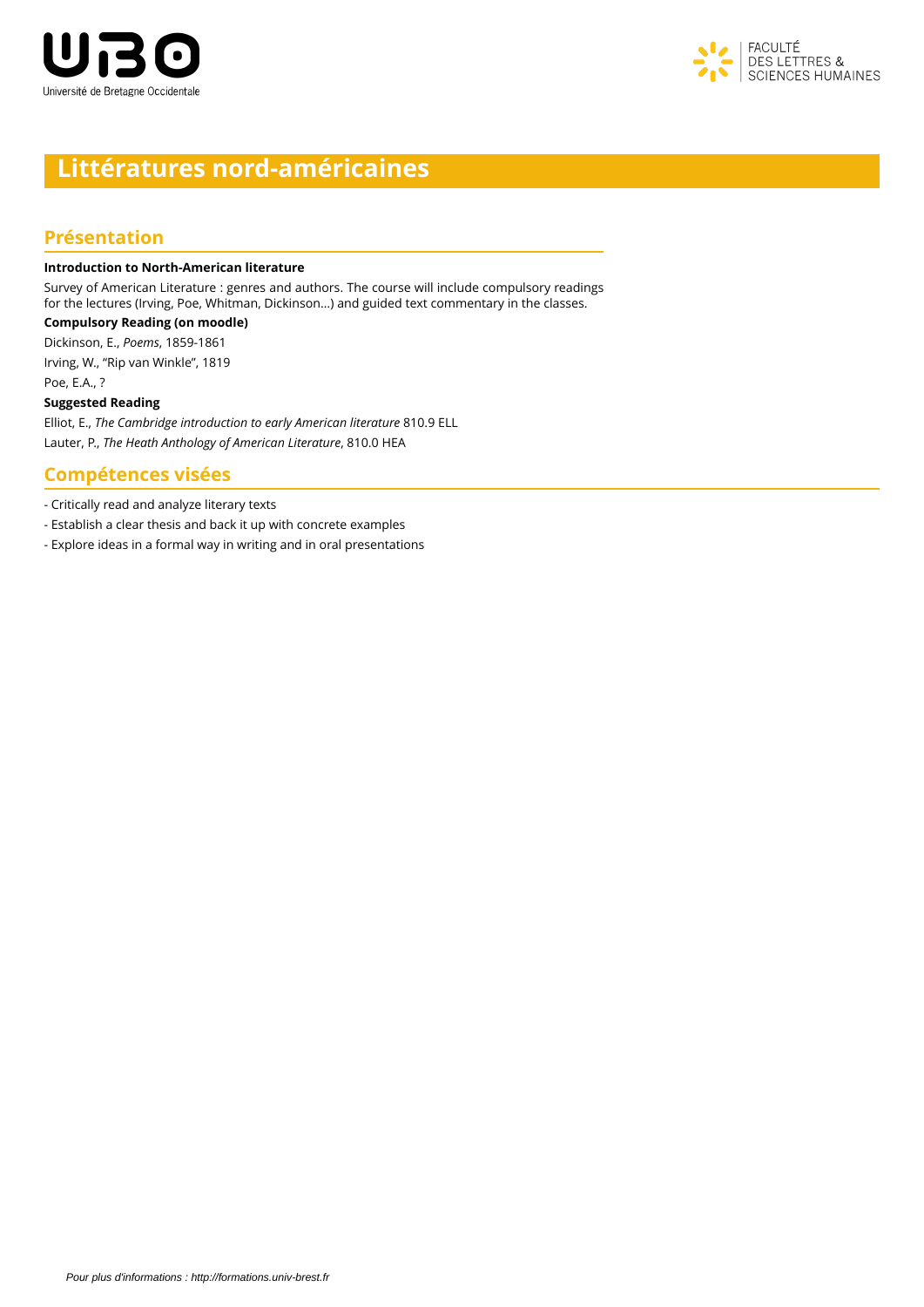# Littératures nord-américaines

## Présentation

**Introduction to North-American literature**

Survey of American Literature : genres and authors. The course will include compulsory readings for the lectures (Irving, Poe, Whitman, Dickinson...) and guided text commentary in the classes.

**Compulsory Reading (on moodle)**

Dickinson, E., *Poems*, 1859-1861

Irving, W., “Rip van Winkle”, 1819

Poe, E.A., ?

**Suggested Reading**

Elliot, E., *The Cambridge introduction to early American literature* 810.9 ELL

Lauter, P., *The Heath Anthology of American Literature*, 810.0 HEA

## Compétences visées

- Critically read and analyze literary texts
- Establish a clear thesis and back it up with concrete examples
- Explore ideas in a formal way in writing and in oral presentations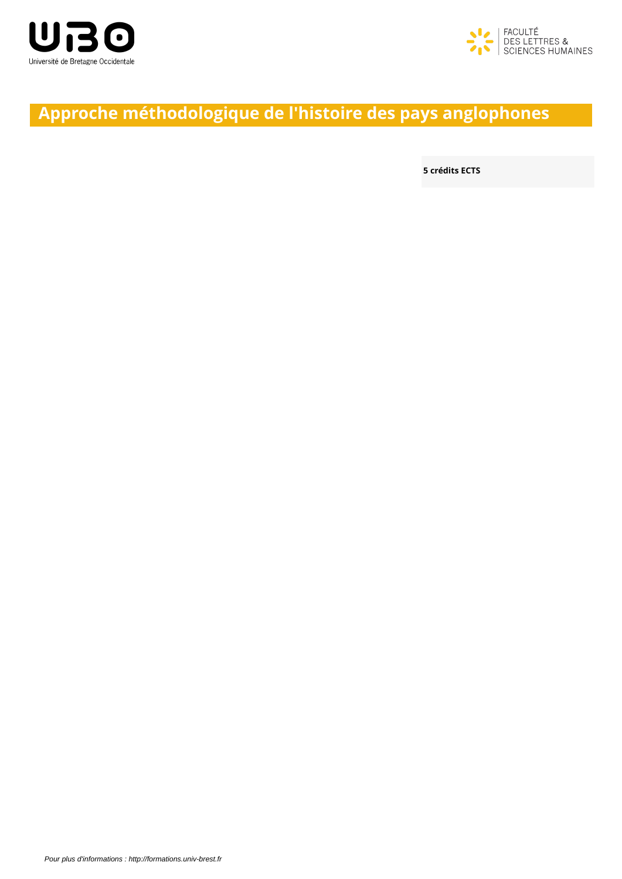# Approche méthodologique de l'histoire des pays anglophones

**5 crédits ECTS**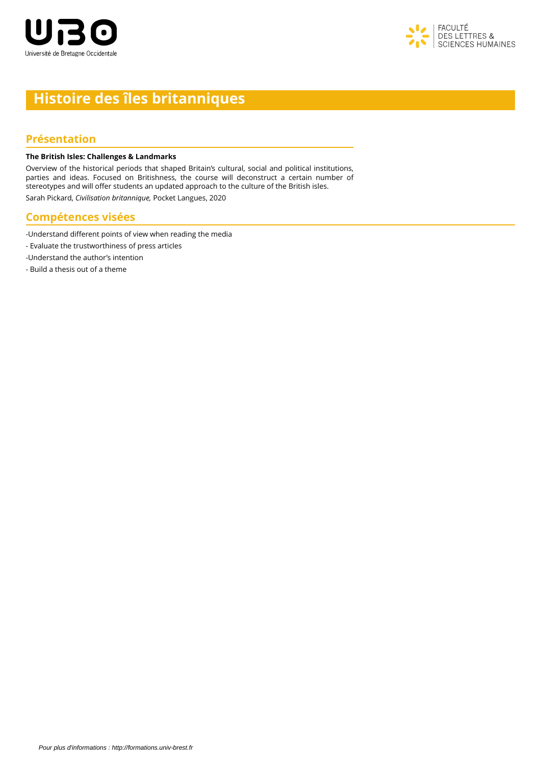# Histoire des îles britanniques

## Présentation

**The British Isles: Challenges & Landmarks**

Overview of the historical periods that shaped Britain's cultural, social and political institutions, parties and ideas. Focused on Britishness, the course will deconstruct a certain number of stereotypes and will offer students an updated approach to the culture of the British isles.

Sarah Pickard, *Civilisation britannique,* Pocket Langues, 2020

## Compétences visées

-Understand different points of view when reading the media

- Evaluate the trustworthiness of press articles

-Understand the author's intention

- Build a thesis out of a theme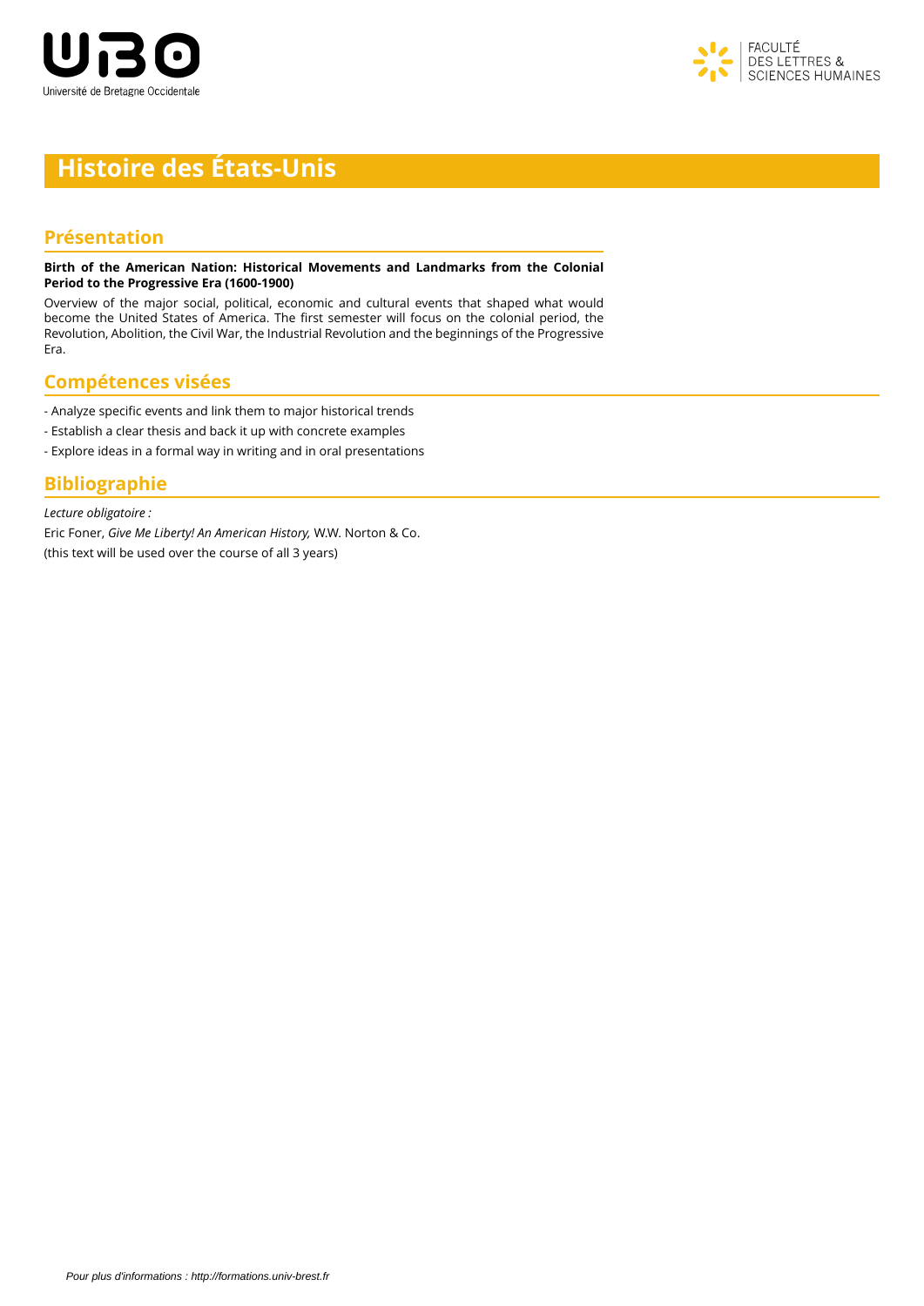# Histoire des États-Unis

## Présentation

**Birth of the American Nation: Historical Movements and Landmarks from the Colonial Period to the Progressive Era (1600-1900)**

Overview of the major social, political, economic and cultural events that shaped what would become the United States of America. The first semester will focus on the colonial period, the Revolution, Abolition, the Civil War, the Industrial Revolution and the beginnings of the Progressive Era.

## Compétences visées

- Analyze specific events and link them to major historical trends
- Establish a clear thesis and back it up with concrete examples
- Explore ideas in a formal way in writing and in oral presentations

## Bibliographie

*Lecture obligatoire :*

Eric Foner, *Give Me Liberty! An American History,* W.W. Norton & Co.

(this text will be used over the course of all 3 years)